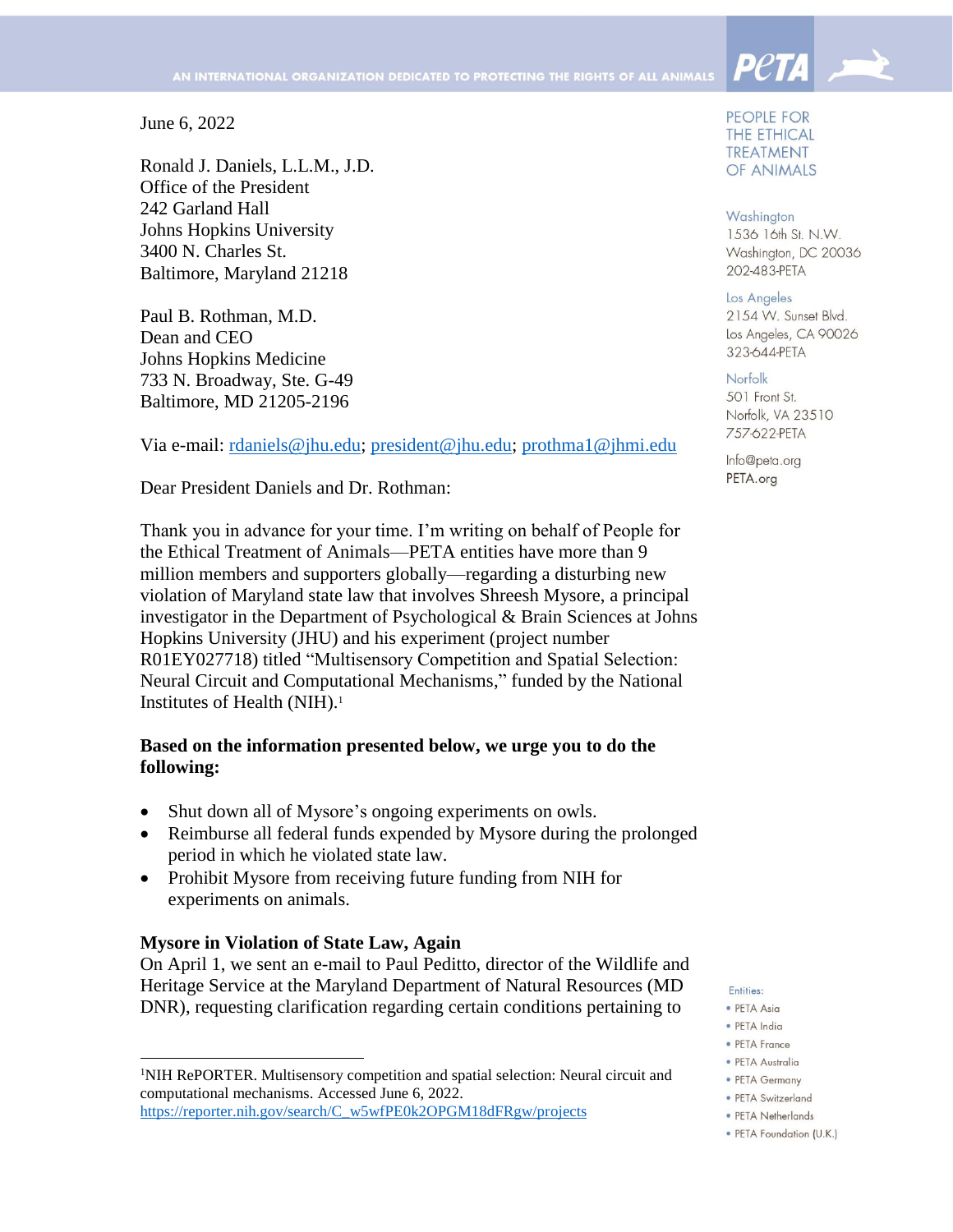AN INTERNATIONAL ORGANIZATION DEDICATED TO PROTECTING THE RIGHTS OF ALL ANIMALS

PETA

PEOPLE FOR THE ETHICAL TREATMENT OF ANIMALS

Washington
1536 16th St. N.W.
Washington, DC 20036
202-483-PETA

Los Angeles
2154 W. Sunset Blvd.
Los Angeles, CA 90026
323-644-PETA

Norfolk
501 Front St.
Norfolk, VA 23510
757-622-PETA

Info@peta.org
PETA.org

Entities:
- PETA Asia
- PETA India
- PETA France
- PETA Australia
- PETA Germany
- PETA Switzerland
- PETA Netherlands
- PETA Foundation (U.K.)

June 6, 2022

Ronald J. Daniels, L.L.M., J.D.
Office of the President
242 Garland Hall
Johns Hopkins University
3400 N. Charles St.
Baltimore, Maryland 21218

Paul B. Rothman, M.D.
Dean and CEO
Johns Hopkins Medicine
733 N. Broadway, Ste. G-49
Baltimore, MD 21205-2196

Via e-mail: rdaniels@jhu.edu; president@jhu.edu; prothma1@jhmi.edu

Dear President Daniels and Dr. Rothman:

Thank you in advance for your time. I'm writing on behalf of People for the Ethical Treatment of Animals—PETA entities have more than 9 million members and supporters globally—regarding a disturbing new violation of Maryland state law that involves Shreesh Mysore, a principal investigator in the Department of Psychological & Brain Sciences at Johns Hopkins University (JHU) and his experiment (project number R01EY027718) titled "Multisensory Competition and Spatial Selection: Neural Circuit and Computational Mechanisms," funded by the National Institutes of Health (NIH).[1]

**Based on the information presented below, we urge you to do the following:**

- Shut down all of Mysore's ongoing experiments on owls.
- Reimburse all federal funds expended by Mysore during the prolonged period in which he violated state law.
- Prohibit Mysore from receiving future funding from NIH for experiments on animals.

**Mysore in Violation of State Law, Again**

On April 1, we sent an e-mail to Paul Peditto, director of the Wildlife and Heritage Service at the Maryland Department of Natural Resources (MD DNR), requesting clarification regarding certain conditions pertaining to

[1]NIH RePORTER. Multisensory competition and spatial selection: Neural circuit and computational mechanisms. Accessed June 6, 2022. https://reporter.nih.gov/search/C_w5wfPE0k2OPGM18dFRgw/projects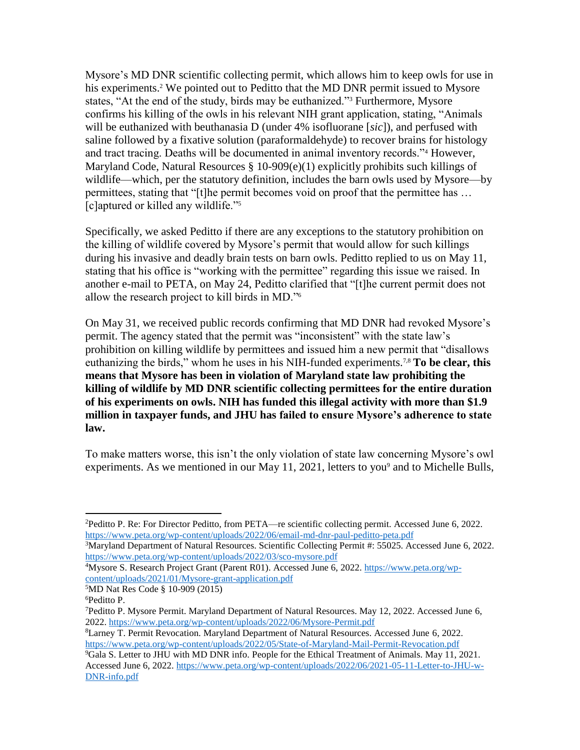Mysore's MD DNR scientific collecting permit, which allows him to keep owls for use in his experiments.[2] We pointed out to Peditto that the MD DNR permit issued to Mysore states, "At the end of the study, birds may be euthanized."[3] Furthermore, Mysore confirms his killing of the owls in his relevant NIH grant application, stating, "Animals will be euthanized with beuthanasia D (under 4% isofluorane [*sic*]), and perfused with saline followed by a fixative solution (paraformaldehyde) to recover brains for histology and tract tracing. Deaths will be documented in animal inventory records."[4] However, Maryland Code, Natural Resources § 10-909(e)(1) explicitly prohibits such killings of wildlife—which, per the statutory definition, includes the barn owls used by Mysore—by permittees, stating that "[t]he permit becomes void on proof that the permittee has … [c]aptured or killed any wildlife."[5]

Specifically, we asked Peditto if there are any exceptions to the statutory prohibition on the killing of wildlife covered by Mysore's permit that would allow for such killings during his invasive and deadly brain tests on barn owls. Peditto replied to us on May 11, stating that his office is "working with the permittee" regarding this issue we raised. In another e-mail to PETA, on May 24, Peditto clarified that "[t]he current permit does not allow the research project to kill birds in MD."[6]

On May 31, we received public records confirming that MD DNR had revoked Mysore's permit. The agency stated that the permit was "inconsistent" with the state law's prohibition on killing wildlife by permittees and issued him a new permit that "disallows euthanizing the birds," whom he uses in his NIH-funded experiments.[7,8] **To be clear, this means that Mysore has been in violation of Maryland state law prohibiting the killing of wildlife by MD DNR scientific collecting permittees for the entire duration of his experiments on owls. NIH has funded this illegal activity with more than $1.9 million in taxpayer funds, and JHU has failed to ensure Mysore's adherence to state law.**

To make matters worse, this isn't the only violation of state law concerning Mysore's owl experiments. As we mentioned in our May 11, 2021, letters to you[9] and to Michelle Bulls,

---

[2]Peditto P. Re: For Director Peditto, from PETA—re scientific collecting permit. Accessed June 6, 2022. https://www.peta.org/wp-content/uploads/2022/06/email-md-dnr-paul-peditto-peta.pdf

[3]Maryland Department of Natural Resources. Scientific Collecting Permit #: 55025. Accessed June 6, 2022. https://www.peta.org/wp-content/uploads/2022/03/sco-mysore.pdf

[4]Mysore S. Research Project Grant (Parent R01). Accessed June 6, 2022. https://www.peta.org/wp-content/uploads/2021/01/Mysore-grant-application.pdf

[5]MD Nat Res Code § 10-909 (2015)

[6]Peditto P.

[7]Peditto P. Mysore Permit. Maryland Department of Natural Resources. May 12, 2022. Accessed June 6, 2022. https://www.peta.org/wp-content/uploads/2022/06/Mysore-Permit.pdf

[8]Larney T. Permit Revocation. Maryland Department of Natural Resources. Accessed June 6, 2022. https://www.peta.org/wp-content/uploads/2022/05/State-of-Maryland-Mail-Permit-Revocation.pdf

[9]Gala S. Letter to JHU with MD DNR info. People for the Ethical Treatment of Animals. May 11, 2021. Accessed June 6, 2022. https://www.peta.org/wp-content/uploads/2022/06/2021-05-11-Letter-to-JHU-w-DNR-info.pdf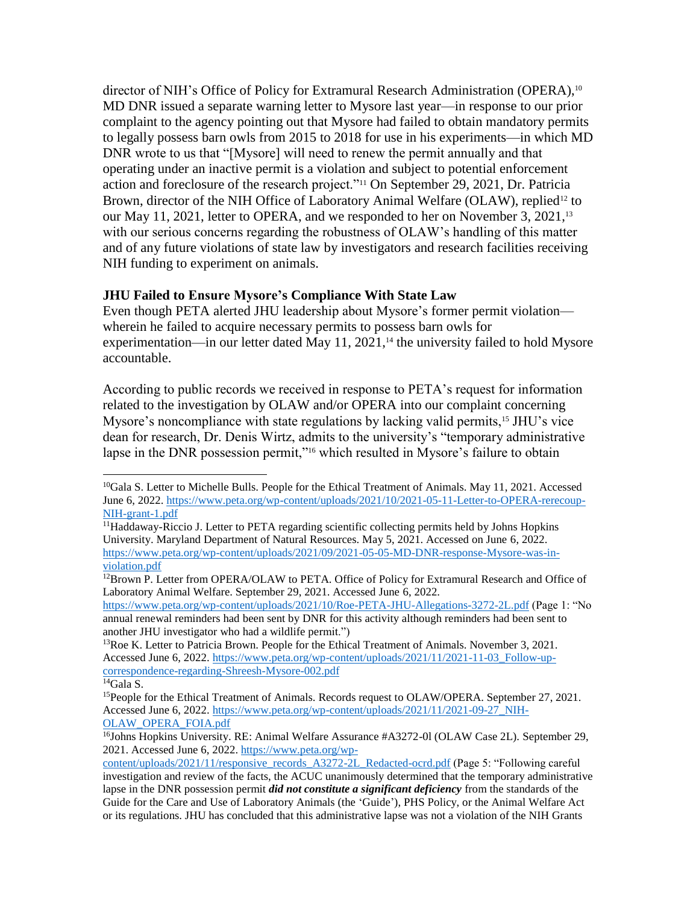director of NIH's Office of Policy for Extramural Research Administration (OPERA),[10] MD DNR issued a separate warning letter to Mysore last year—in response to our prior complaint to the agency pointing out that Mysore had failed to obtain mandatory permits to legally possess barn owls from 2015 to 2018 for use in his experiments—in which MD DNR wrote to us that "[Mysore] will need to renew the permit annually and that operating under an inactive permit is a violation and subject to potential enforcement action and foreclosure of the research project."[11] On September 29, 2021, Dr. Patricia Brown, director of the NIH Office of Laboratory Animal Welfare (OLAW), replied[12] to our May 11, 2021, letter to OPERA, and we responded to her on November 3, 2021,[13] with our serious concerns regarding the robustness of OLAW's handling of this matter and of any future violations of state law by investigators and research facilities receiving NIH funding to experiment on animals.

**JHU Failed to Ensure Mysore's Compliance With State Law**

Even though PETA alerted JHU leadership about Mysore's former permit violation—wherein he failed to acquire necessary permits to possess barn owls for experimentation—in our letter dated May 11, 2021,[14] the university failed to hold Mysore accountable.

According to public records we received in response to PETA's request for information related to the investigation by OLAW and/or OPERA into our complaint concerning Mysore's noncompliance with state regulations by lacking valid permits,[15] JHU's vice dean for research, Dr. Denis Wirtz, admits to the university's "temporary administrative lapse in the DNR possession permit,"[16] which resulted in Mysore's failure to obtain

---

[10] Gala S. Letter to Michelle Bulls. People for the Ethical Treatment of Animals. May 11, 2021. Accessed June 6, 2022. https://www.peta.org/wp-content/uploads/2021/10/2021-05-11-Letter-to-OPERA-rerecoup-NIH-grant-1.pdf

[11] Haddaway-Riccio J. Letter to PETA regarding scientific collecting permits held by Johns Hopkins University. Maryland Department of Natural Resources. May 5, 2021. Accessed on June 6, 2022. https://www.peta.org/wp-content/uploads/2021/09/2021-05-05-MD-DNR-response-Mysore-was-in-violation.pdf

[12] Brown P. Letter from OPERA/OLAW to PETA. Office of Policy for Extramural Research and Office of Laboratory Animal Welfare. September 29, 2021. Accessed June 6, 2022. https://www.peta.org/wp-content/uploads/2021/10/Roe-PETA-JHU-Allegations-3272-2L.pdf (Page 1: "No annual renewal reminders had been sent by DNR for this activity although reminders had been sent to another JHU investigator who had a wildlife permit.")

[13] Roe K. Letter to Patricia Brown. People for the Ethical Treatment of Animals. November 3, 2021. Accessed June 6, 2022. https://www.peta.org/wp-content/uploads/2021/11/2021-11-03_Follow-up-correspondence-regarding-Shreesh-Mysore-002.pdf

[14] Gala S.

[15] People for the Ethical Treatment of Animals. Records request to OLAW/OPERA. September 27, 2021. Accessed June 6, 2022. https://www.peta.org/wp-content/uploads/2021/11/2021-09-27_NIH-OLAW_OPERA_FOIA.pdf

[16] Johns Hopkins University. RE: Animal Welfare Assurance #A3272-01 (OLAW Case 2L). September 29, 2021. Accessed June 6, 2022. https://www.peta.org/wp-content/uploads/2021/11/responsive_records_A3272-2L_Redacted-ocrd.pdf (Page 5: "Following careful investigation and review of the facts, the ACUC unanimously determined that the temporary administrative lapse in the DNR possession permit ***did not constitute a significant deficiency*** from the standards of the Guide for the Care and Use of Laboratory Animals (the 'Guide'), PHS Policy, or the Animal Welfare Act or its regulations. JHU has concluded that this administrative lapse was not a violation of the NIH Grants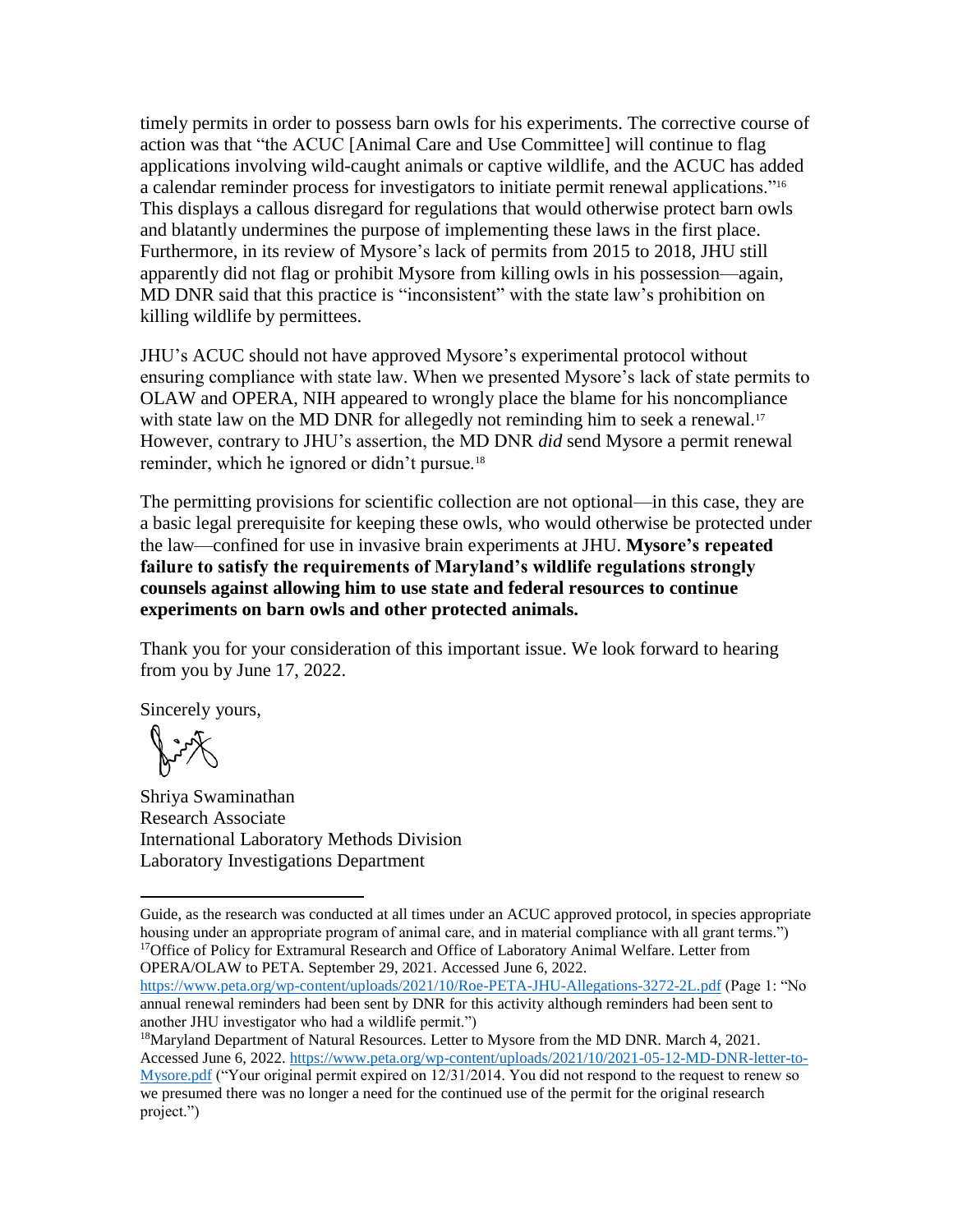timely permits in order to possess barn owls for his experiments. The corrective course of action was that "the ACUC [Animal Care and Use Committee] will continue to flag applications involving wild-caught animals or captive wildlife, and the ACUC has added a calendar reminder process for investigators to initiate permit renewal applications."[16] This displays a callous disregard for regulations that would otherwise protect barn owls and blatantly undermines the purpose of implementing these laws in the first place. Furthermore, in its review of Mysore's lack of permits from 2015 to 2018, JHU still apparently did not flag or prohibit Mysore from killing owls in his possession—again, MD DNR said that this practice is "inconsistent" with the state law's prohibition on killing wildlife by permittees.

JHU's ACUC should not have approved Mysore's experimental protocol without ensuring compliance with state law. When we presented Mysore's lack of state permits to OLAW and OPERA, NIH appeared to wrongly place the blame for his noncompliance with state law on the MD DNR for allegedly not reminding him to seek a renewal.[17] However, contrary to JHU's assertion, the MD DNR *did* send Mysore a permit renewal reminder, which he ignored or didn't pursue.[18]

The permitting provisions for scientific collection are not optional—in this case, they are a basic legal prerequisite for keeping these owls, who would otherwise be protected under the law—confined for use in invasive brain experiments at JHU. **Mysore's repeated failure to satisfy the requirements of Maryland's wildlife regulations strongly counsels against allowing him to use state and federal resources to continue experiments on barn owls and other protected animals.**

Thank you for your consideration of this important issue. We look forward to hearing from you by June 17, 2022.

Sincerely yours,

Shriya Swaminathan
Research Associate
International Laboratory Methods Division
Laboratory Investigations Department

---

Guide, as the research was conducted at all times under an ACUC approved protocol, in species appropriate housing under an appropriate program of animal care, and in material compliance with all grant terms.")

[17] Office of Policy for Extramural Research and Office of Laboratory Animal Welfare. Letter from OPERA/OLAW to PETA. September 29, 2021. Accessed June 6, 2022. https://www.peta.org/wp-content/uploads/2021/10/Roe-PETA-JHU-Allegations-3272-2L.pdf (Page 1: "No annual renewal reminders had been sent by DNR for this activity although reminders had been sent to another JHU investigator who had a wildlife permit.")

[18] Maryland Department of Natural Resources. Letter to Mysore from the MD DNR. March 4, 2021. Accessed June 6, 2022. https://www.peta.org/wp-content/uploads/2021/10/2021-05-12-MD-DNR-letter-to-Mysore.pdf ("Your original permit expired on 12/31/2014. You did not respond to the request to renew so we presumed there was no longer a need for the continued use of the permit for the original research project.")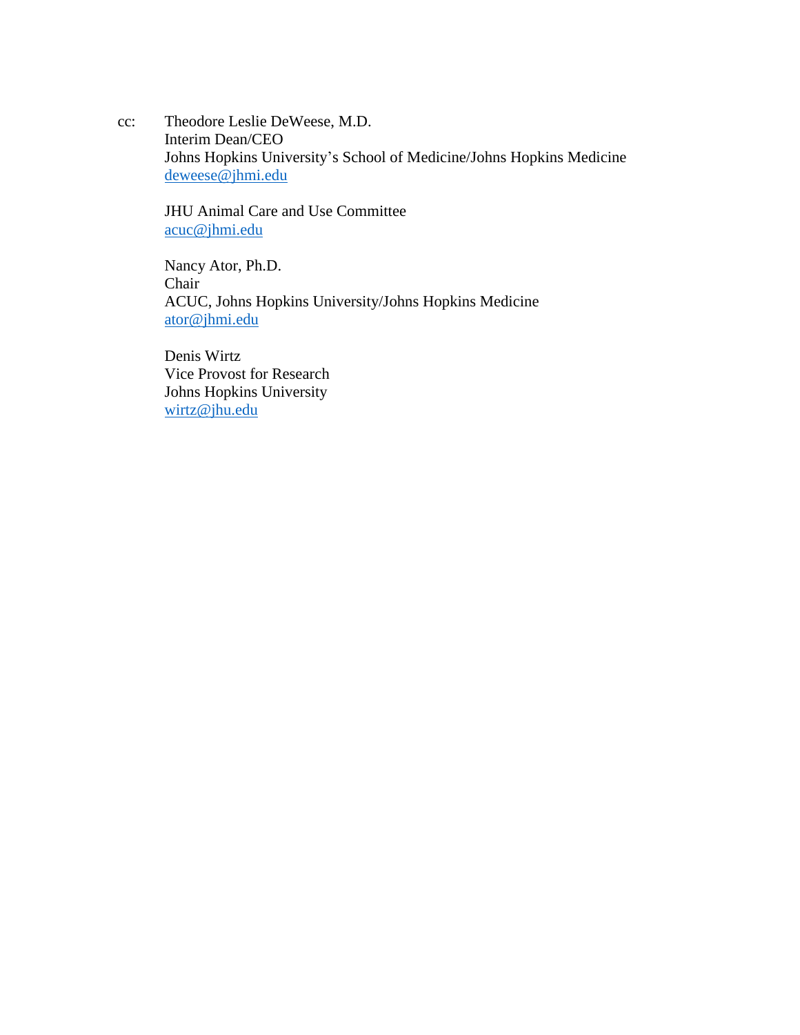cc: Theodore Leslie DeWeese, M.D.
Interim Dean/CEO
Johns Hopkins University's School of Medicine/Johns Hopkins Medicine
deweese@jhmi.edu

JHU Animal Care and Use Committee
acuc@jhmi.edu

Nancy Ator, Ph.D.
Chair
ACUC, Johns Hopkins University/Johns Hopkins Medicine
ator@jhmi.edu

Denis Wirtz
Vice Provost for Research
Johns Hopkins University
wirtz@jhu.edu